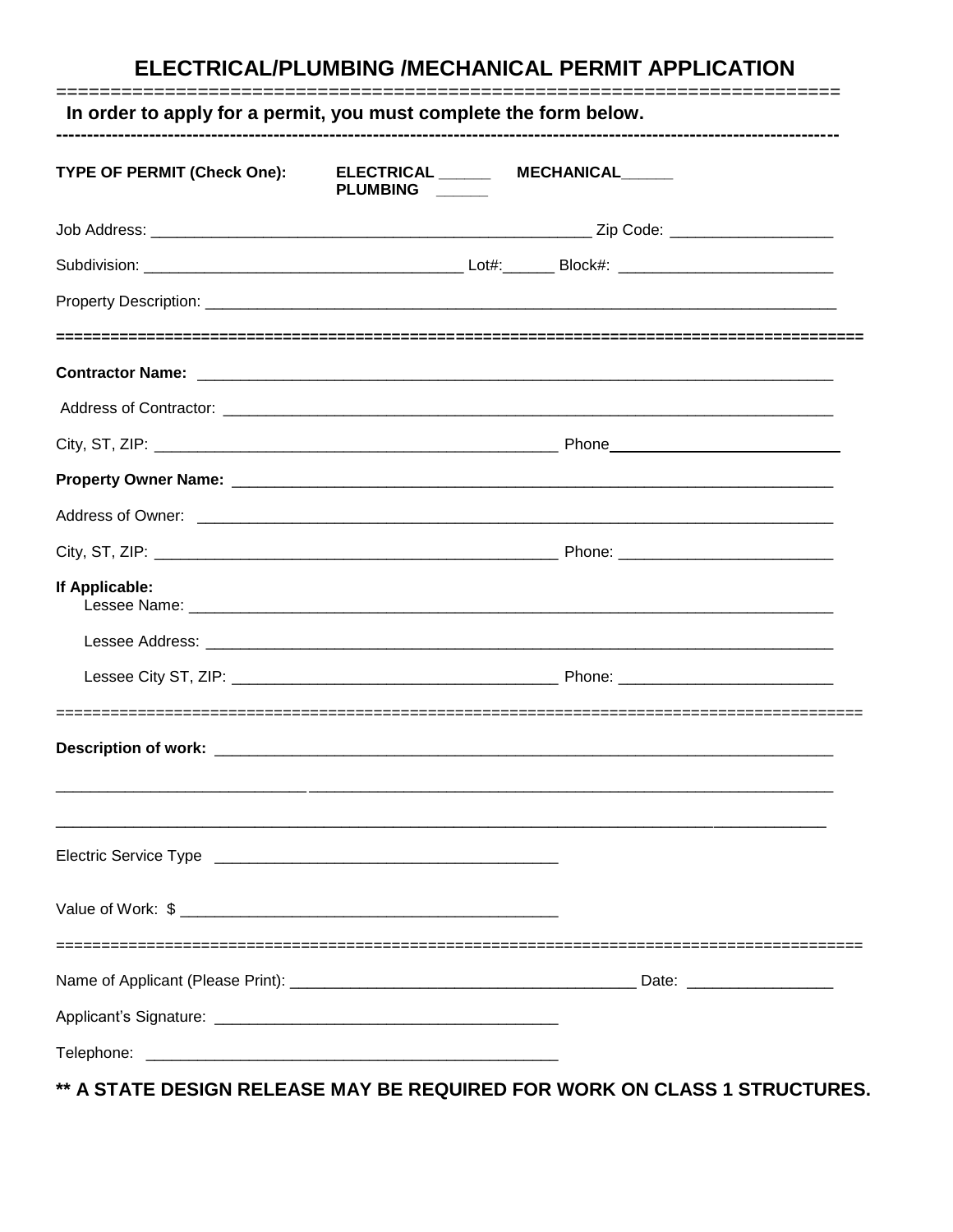# ELECTRICAL/PLUMBING /MECHANICAL PERMIT APPLICATION

**In order to apply for a permit, you must complete the form below.**

---

**TYPE OF PERMIT (Check One):** **ELECTRICAL ______** **MECHANICAL______** **PLUMBING ______**

Job Address: ______________________________________________ Zip Code: __________________

Subdivision: ________________________________ Lot#:______ Block#: ________________________

Property Description: ______________________________________________________________________

---

**Contractor Name:** ______________________________________________________________________

Address of Contractor: ____________________________________________________________________

City, ST, ZIP: __________________________________________ Phone________________________

**Property Owner Name:** ___________________________________________________________________

Address of Owner: _________________________________________________________________________

City, ST, ZIP: __________________________________________ Phone: ________________________

**If Applicable:**

Lessee Name: ______________________________________________________________________________

Lessee Address: ___________________________________________________________________________

Lessee City ST, ZIP: ____________________________________ Phone: ________________________

---

**Description of work:** __________________________________________________________________

___________________________________________________________________________________________

___________________________________________________________________________________________

Electric Service Type ____________________________________

Value of Work: $ _________________________________________

---

Name of Applicant (Please Print): ______________________________________ Date: ________________

Applicant's Signature: ______________________________________

Telephone: ______________________________________

**\*\* A STATE DESIGN RELEASE MAY BE REQUIRED FOR WORK ON CLASS 1 STRUCTURES.**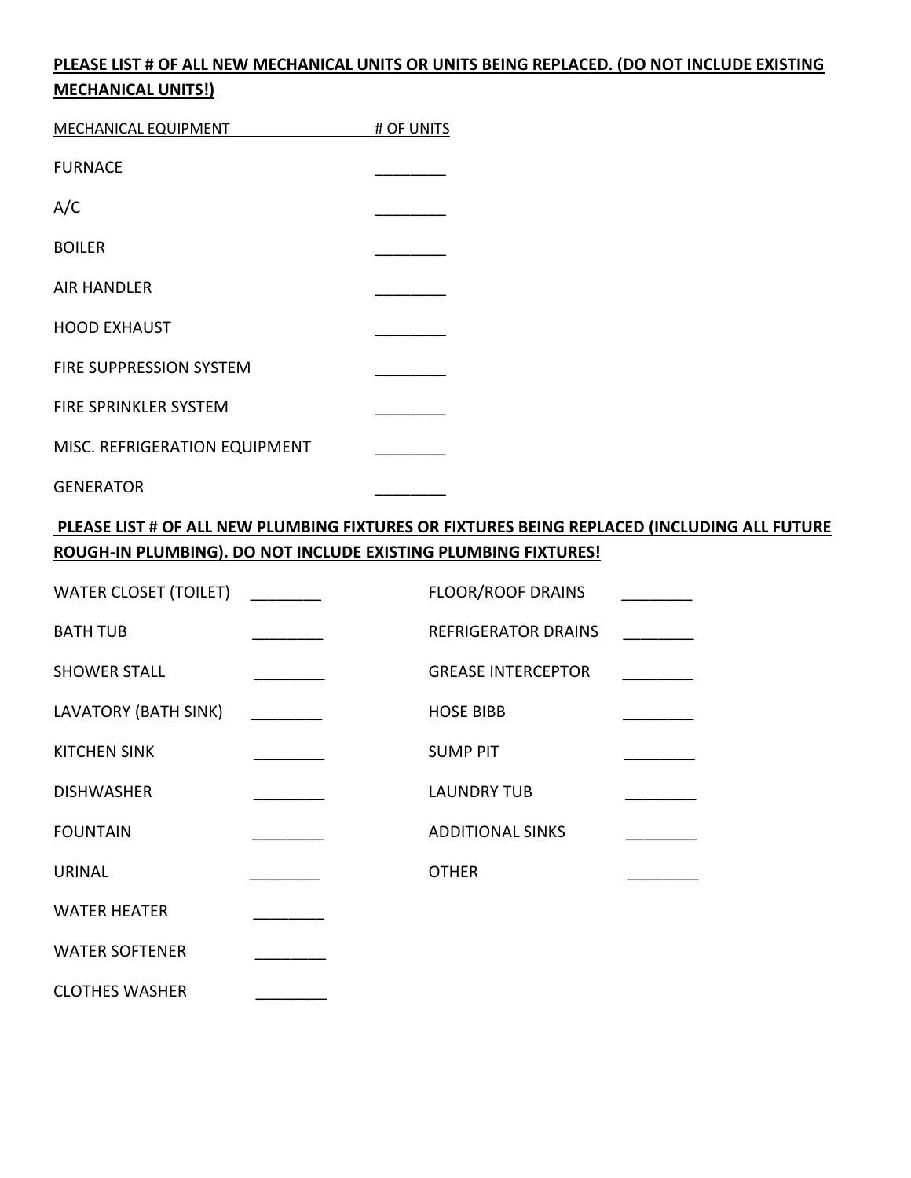**PLEASE LIST # OF ALL NEW MECHANICAL UNITS OR UNITS BEING REPLACED. (DO NOT INCLUDE EXISTING MECHANICAL UNITS!)**

| MECHANICAL EQUIPMENT | # OF UNITS |
|---|---|
| FURNACE | ________ |
| A/C | ________ |
| BOILER | ________ |
| AIR HANDLER | ________ |
| HOOD EXHAUST | ________ |
| FIRE SUPPRESSION SYSTEM | ________ |
| FIRE SPRINKLER SYSTEM | ________ |
| MISC. REFRIGERATION EQUIPMENT | ________ |
| GENERATOR | ________ |

**PLEASE LIST # OF ALL NEW PLUMBING FIXTURES OR FIXTURES BEING REPLACED (INCLUDING ALL FUTURE ROUGH-IN PLUMBING). DO NOT INCLUDE EXISTING PLUMBING FIXTURES!**

| | | | |
|---|---|---|---|
| WATER CLOSET (TOILET) | ________ | FLOOR/ROOF DRAINS | ________ |
| BATH TUB | ________ | REFRIGERATOR DRAINS | ________ |
| SHOWER STALL | ________ | GREASE INTERCEPTOR | ________ |
| LAVATORY (BATH SINK) | ________ | HOSE BIBB | ________ |
| KITCHEN SINK | ________ | SUMP PIT | ________ |
| DISHWASHER | ________ | LAUNDRY TUB | ________ |
| FOUNTAIN | ________ | ADDITIONAL SINKS | ________ |
| URINAL | ________ | OTHER | ________ |
| WATER HEATER | ________ | | |
| WATER SOFTENER | ________ | | |
| CLOTHES WASHER | ________ | | |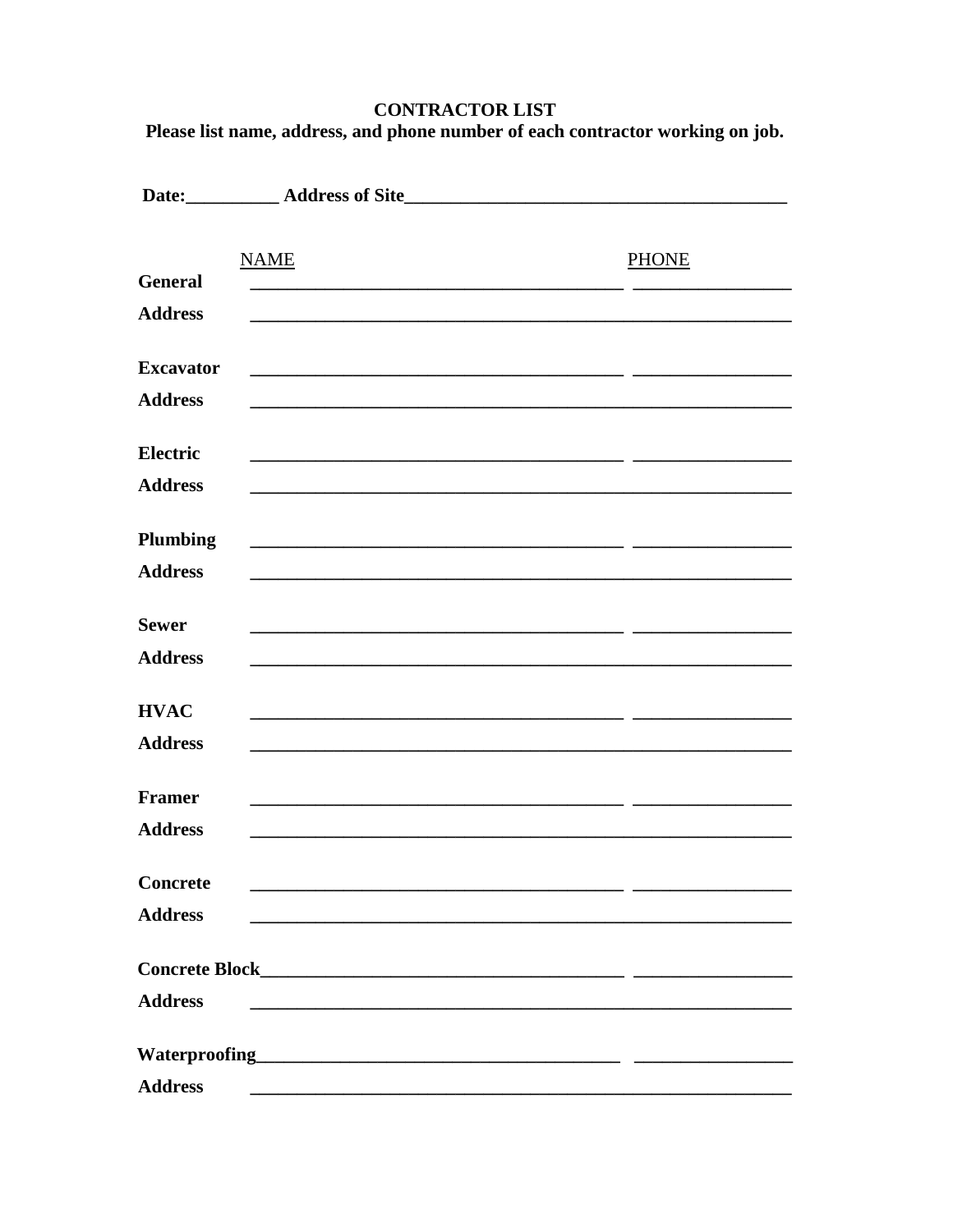**CONTRACTOR LIST**

**Please list name, address, and phone number of each contractor working on job.**

**Date:__________ Address of Site_________________________________________**

| | NAME | PHONE |
|---|---|---|
| **General** | _________________________________________ | _________________ |
| **Address** | ____________________________________________________________ | |
| **Excavator** | _________________________________________ | _________________ |
| **Address** | ____________________________________________________________ | |
| **Electric** | _________________________________________ | _________________ |
| **Address** | ____________________________________________________________ | |
| **Plumbing** | _________________________________________ | _________________ |
| **Address** | ____________________________________________________________ | |
| **Sewer** | _________________________________________ | _________________ |
| **Address** | ____________________________________________________________ | |
| **HVAC** | _________________________________________ | _________________ |
| **Address** | ____________________________________________________________ | |
| **Framer** | _________________________________________ | _________________ |
| **Address** | ____________________________________________________________ | |
| **Concrete** | _________________________________________ | _________________ |
| **Address** | ____________________________________________________________ | |
| **Concrete Block** | _________________________________________ | _________________ |
| **Address** | ____________________________________________________________ | |
| **Waterproofing** | _________________________________________ | _________________ |
| **Address** | ____________________________________________________________ | |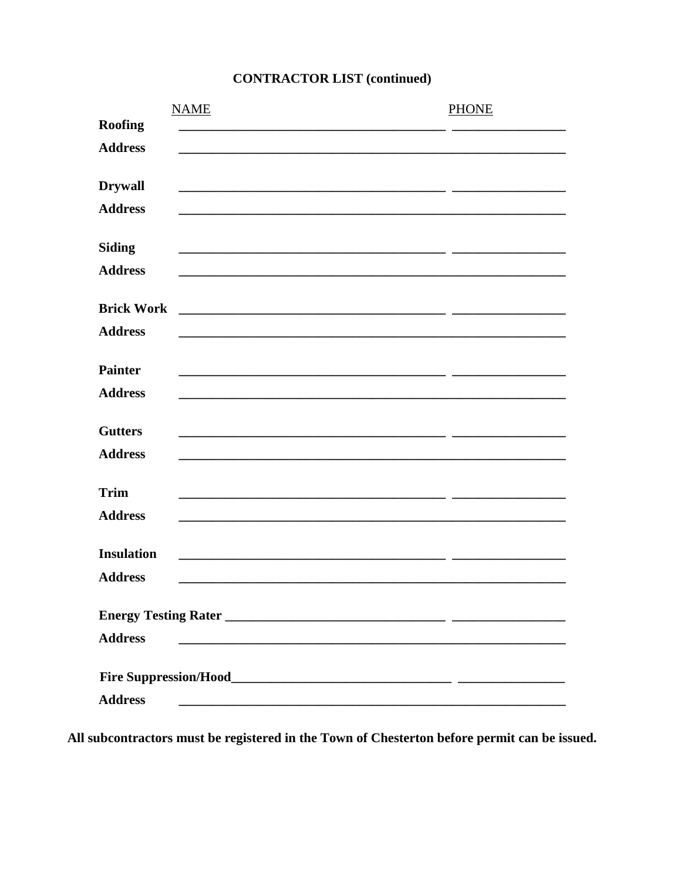## CONTRACTOR LIST (continued)

| | NAME | PHONE |
|---|---|---|
| **Roofing** | ________________________________________ | ________________ |
| **Address** | ____________________________________________________________ | |
| **Drywall** | ________________________________________ | ________________ |
| **Address** | ____________________________________________________________ | |
| **Siding** | ________________________________________ | ________________ |
| **Address** | ____________________________________________________________ | |
| **Brick Work** | ________________________________________ | ________________ |
| **Address** | ____________________________________________________________ | |
| **Painter** | ________________________________________ | ________________ |
| **Address** | ____________________________________________________________ | |
| **Gutters** | ________________________________________ | ________________ |
| **Address** | ____________________________________________________________ | |
| **Trim** | ________________________________________ | ________________ |
| **Address** | ____________________________________________________________ | |
| **Insulation** | ________________________________________ | ________________ |
| **Address** | ____________________________________________________________ | |
| **Energy Testing Rater** | ________________________________ | ________________ |
| **Address** | ____________________________________________________________ | |
| **Fire Suppression/Hood** | ________________________________ | ________________ |
| **Address** | ____________________________________________________________ | |

**All subcontractors must be registered in the Town of Chesterton before permit can be issued.**